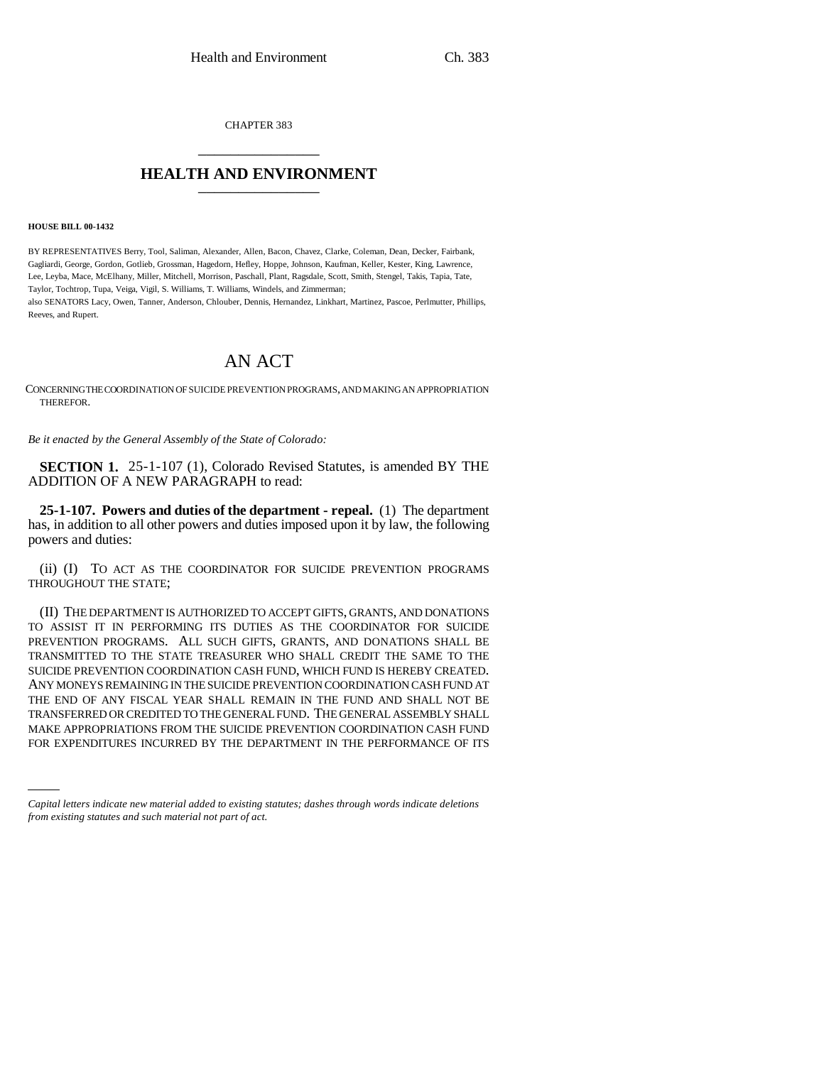CHAPTER 383

# HEALTH AND ENVIRONMENT

**HOUSE BILL 00-1432**

BY REPRESENTATIVES Berry, Tool, Saliman, Alexander, Allen, Bacon, Chavez, Clarke, Coleman, Dean, Decker, Fairbank, Gagliardi, George, Gordon, Gotlieb, Grossman, Hagedorn, Hefley, Hoppe, Johnson, Kaufman, Keller, Kester, King, Lawrence, Lee, Leyba, Mace, McElhany, Miller, Mitchell, Morrison, Paschall, Plant, Ragsdale, Scott, Smith, Stengel, Takis, Tapia, Tate, Taylor, Tochtrop, Tupa, Veiga, Vigil, S. Williams, T. Williams, Windels, and Zimmerman;
also SENATORS Lacy, Owen, Tanner, Anderson, Chlouber, Dennis, Hernandez, Linkhart, Martinez, Pascoe, Perlmutter, Phillips, Reeves, and Rupert.

## AN ACT

CONCERNING THE COORDINATION OF SUICIDE PREVENTION PROGRAMS, AND MAKING AN APPROPRIATION THEREFOR.

*Be it enacted by the General Assembly of the State of Colorado:*

**SECTION 1.** 25-1-107 (1), Colorado Revised Statutes, is amended BY THE ADDITION OF A NEW PARAGRAPH to read:

**25-1-107. Powers and duties of the department - repeal.** (1) The department has, in addition to all other powers and duties imposed upon it by law, the following powers and duties:

(ii) (I) TO ACT AS THE COORDINATOR FOR SUICIDE PREVENTION PROGRAMS THROUGHOUT THE STATE;

(II) THE DEPARTMENT IS AUTHORIZED TO ACCEPT GIFTS, GRANTS, AND DONATIONS TO ASSIST IT IN PERFORMING ITS DUTIES AS THE COORDINATOR FOR SUICIDE PREVENTION PROGRAMS. ALL SUCH GIFTS, GRANTS, AND DONATIONS SHALL BE TRANSMITTED TO THE STATE TREASURER WHO SHALL CREDIT THE SAME TO THE SUICIDE PREVENTION COORDINATION CASH FUND, WHICH FUND IS HEREBY CREATED. ANY MONEYS REMAINING IN THE SUICIDE PREVENTION COORDINATION CASH FUND AT THE END OF ANY FISCAL YEAR SHALL REMAIN IN THE FUND AND SHALL NOT BE TRANSFERRED OR CREDITED TO THE GENERAL FUND. THE GENERAL ASSEMBLY SHALL MAKE APPROPRIATIONS FROM THE SUICIDE PREVENTION COORDINATION CASH FUND FOR EXPENDITURES INCURRED BY THE DEPARTMENT IN THE PERFORMANCE OF ITS

*Capital letters indicate new material added to existing statutes; dashes through words indicate deletions from existing statutes and such material not part of act.*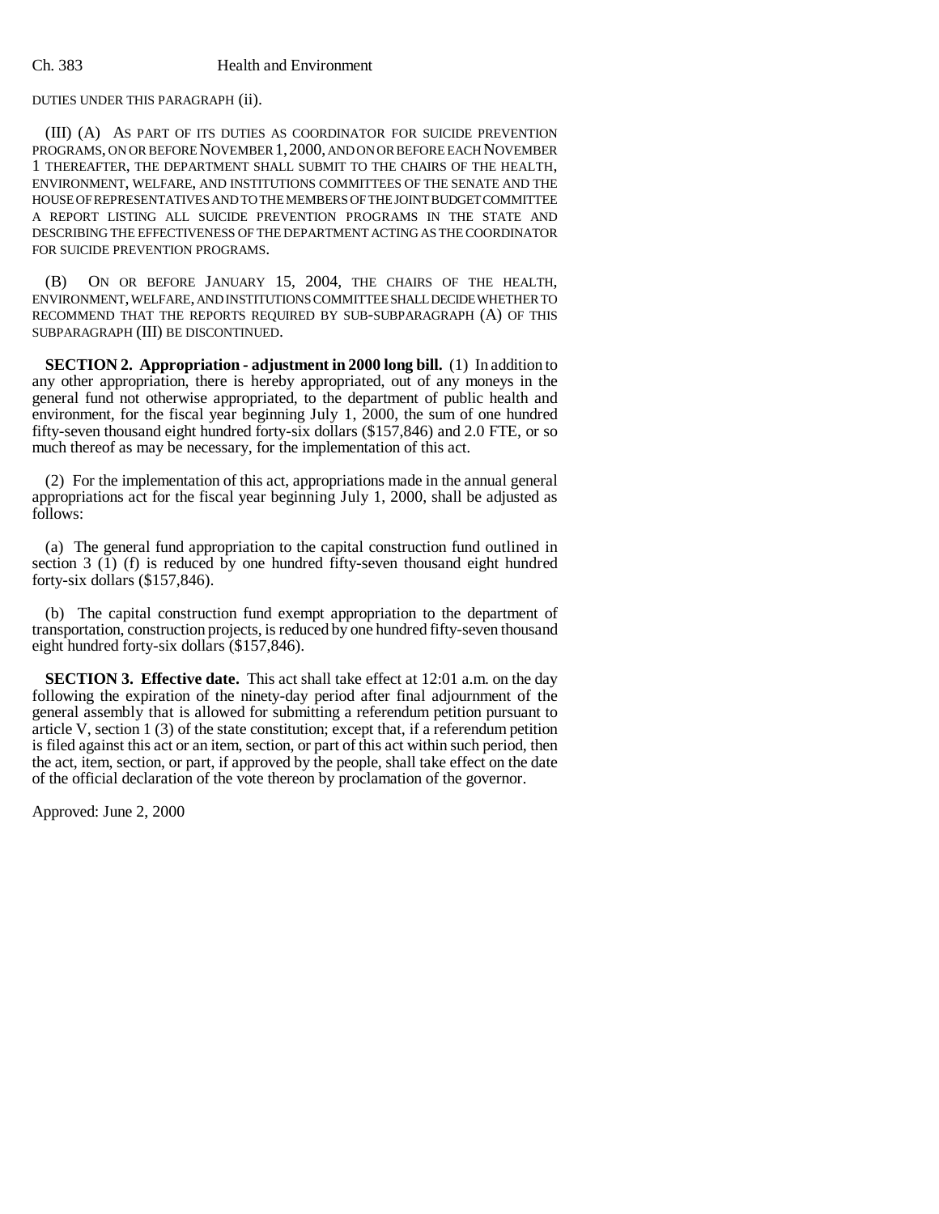DUTIES UNDER THIS PARAGRAPH (ii).

(III) (A) AS PART OF ITS DUTIES AS COORDINATOR FOR SUICIDE PREVENTION PROGRAMS, ON OR BEFORE NOVEMBER 1, 2000, AND ON OR BEFORE EACH NOVEMBER 1 THEREAFTER, THE DEPARTMENT SHALL SUBMIT TO THE CHAIRS OF THE HEALTH, ENVIRONMENT, WELFARE, AND INSTITUTIONS COMMITTEES OF THE SENATE AND THE HOUSE OF REPRESENTATIVES AND TO THE MEMBERS OF THE JOINT BUDGET COMMITTEE A REPORT LISTING ALL SUICIDE PREVENTION PROGRAMS IN THE STATE AND DESCRIBING THE EFFECTIVENESS OF THE DEPARTMENT ACTING AS THE COORDINATOR FOR SUICIDE PREVENTION PROGRAMS.

(B) ON OR BEFORE JANUARY 15, 2004, THE CHAIRS OF THE HEALTH, ENVIRONMENT, WELFARE, AND INSTITUTIONS COMMITTEE SHALL DECIDE WHETHER TO RECOMMEND THAT THE REPORTS REQUIRED BY SUB-SUBPARAGRAPH (A) OF THIS SUBPARAGRAPH (III) BE DISCONTINUED.

**SECTION 2. Appropriation - adjustment in 2000 long bill.** (1) In addition to any other appropriation, there is hereby appropriated, out of any moneys in the general fund not otherwise appropriated, to the department of public health and environment, for the fiscal year beginning July 1, 2000, the sum of one hundred fifty-seven thousand eight hundred forty-six dollars ($157,846) and 2.0 FTE, or so much thereof as may be necessary, for the implementation of this act.

(2) For the implementation of this act, appropriations made in the annual general appropriations act for the fiscal year beginning July 1, 2000, shall be adjusted as follows:

(a) The general fund appropriation to the capital construction fund outlined in section 3 (1) (f) is reduced by one hundred fifty-seven thousand eight hundred forty-six dollars ($157,846).

(b) The capital construction fund exempt appropriation to the department of transportation, construction projects, is reduced by one hundred fifty-seven thousand eight hundred forty-six dollars ($157,846).

**SECTION 3. Effective date.** This act shall take effect at 12:01 a.m. on the day following the expiration of the ninety-day period after final adjournment of the general assembly that is allowed for submitting a referendum petition pursuant to article V, section 1 (3) of the state constitution; except that, if a referendum petition is filed against this act or an item, section, or part of this act within such period, then the act, item, section, or part, if approved by the people, shall take effect on the date of the official declaration of the vote thereon by proclamation of the governor.

Approved: June 2, 2000